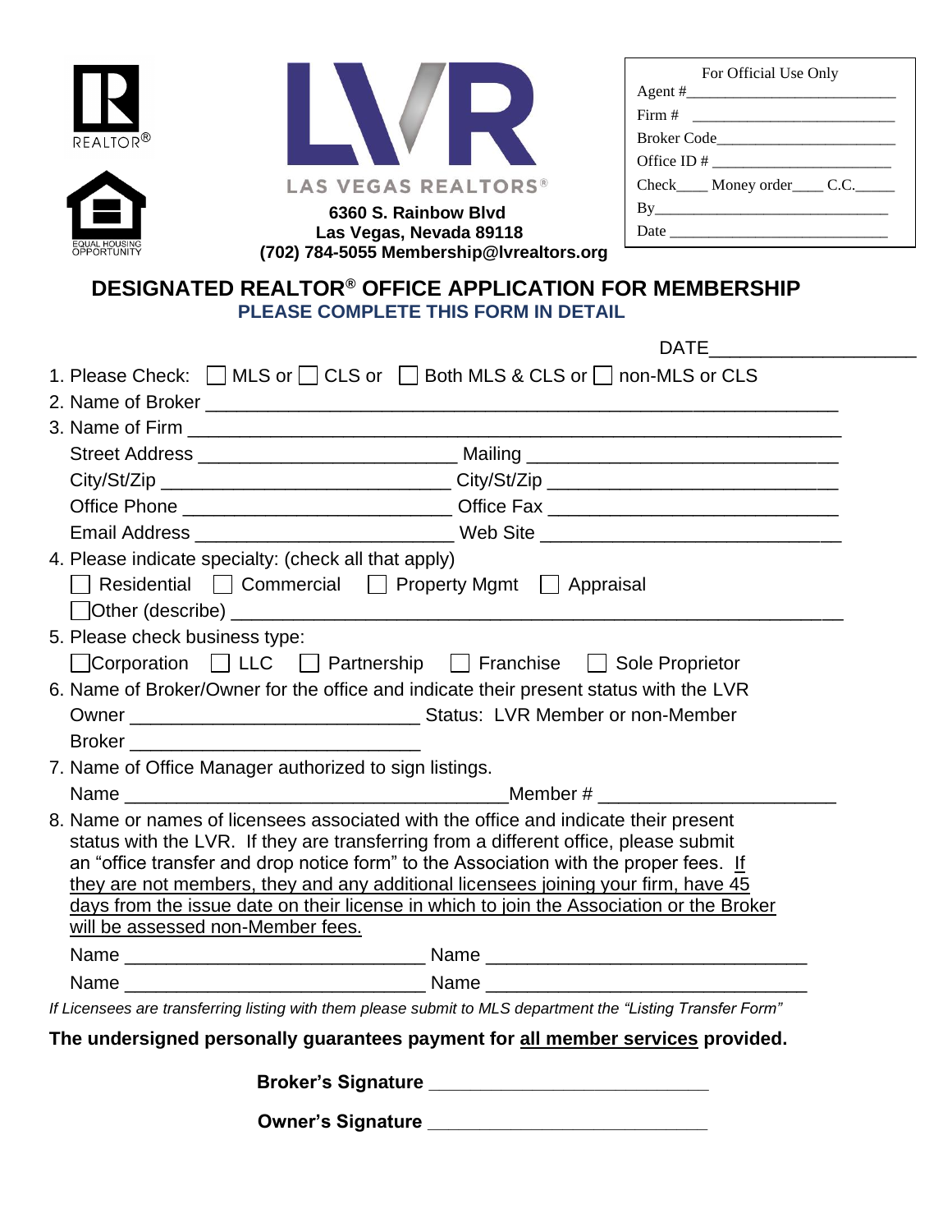REALTOR®

EQUAL HOUSING OPPORTUNITY

LAS VEGAS REALTORS®

**6360 S. Rainbow Blvd**
**Las Vegas, Nevada 89118**
**(702) 784-5055 Membership@lvrealtors.org**

For Official Use Only
Agent #___________________________
Firm # ___________________________
Broker Code_______________________
Office ID # _______________________
Check____ Money order____ C.C._____
By_______________________________
Date _____________________________

# DESIGNATED REALTOR® OFFICE APPLICATION FOR MEMBERSHIP

**PLEASE COMPLETE THIS FORM IN DETAIL**

DATE____________________

1. Please Check: ☐ MLS or ☐ CLS or ☐ Both MLS & CLS or ☐ non-MLS or CLS
2. Name of Broker ____________________________________________________________
3. Name of Firm ______________________________________________________________

   Street Address _________________________ Mailing ______________________________
   City/St/Zip ____________________________ City/St/Zip ____________________________
   Office Phone __________________________ Office Fax ____________________________
   Email Address _________________________ Web Site ______________________________
4. Please indicate specialty: (check all that apply)

   ☐ Residential ☐ Commercial ☐ Property Mgmt ☐ Appraisal
   ☐Other (describe) __________________________________________________________
5. Please check business type:

   ☐Corporation ☐ LLC ☐ Partnership ☐ Franchise ☐ Sole Proprietor
6. Name of Broker/Owner for the office and indicate their present status with the LVR

   Owner ____________________________ Status: LVR Member or non-Member
   Broker ____________________________
7. Name of Office Manager authorized to sign listings.

   Name ____________________________________Member # ______________________
8. Name or names of licensees associated with the office and indicate their present status with the LVR. If they are transferring from a different office, please submit an "office transfer and drop notice form" to the Association with the proper fees. If they are not members, they and any additional licensees joining your firm, have 45 days from the issue date on their license in which to join the Association or the Broker will be assessed non-Member fees.

   Name _____________________________ Name _______________________________
   Name _____________________________ Name _______________________________

*If Licensees are transferring listing with them please submit to MLS department the "Listing Transfer Form"*

**The undersigned personally guarantees payment for all member services provided.**

**Broker's Signature ____________________________**

**Owner's Signature ____________________________**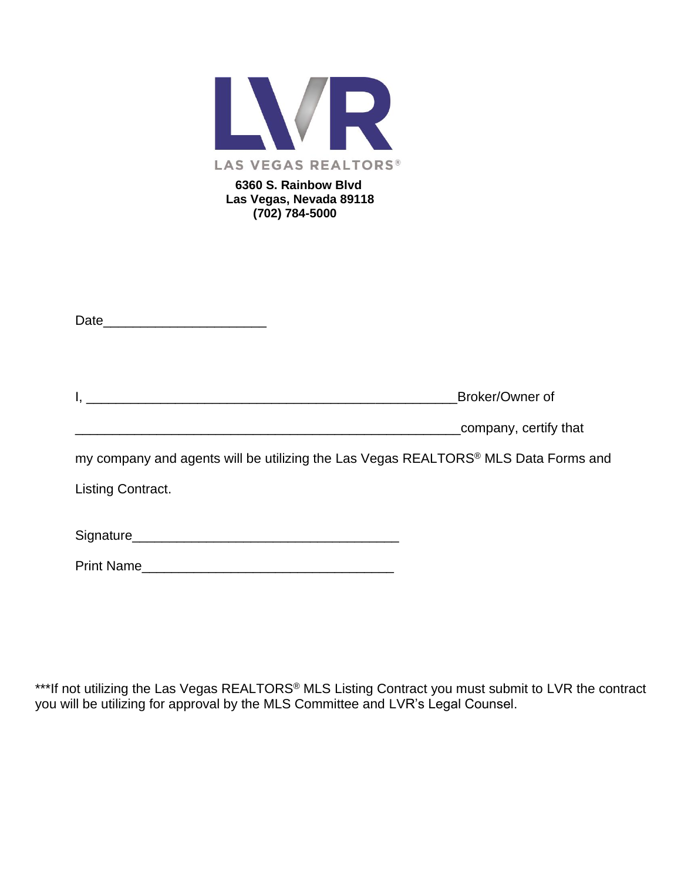LVR

LAS VEGAS REALTORS®

**6360 S. Rainbow Blvd**
**Las Vegas, Nevada 89118**
**(702) 784-5000**

Date______________________

I, ____________________________________________________Broker/Owner of

_____________________________________________________company, certify that

my company and agents will be utilizing the Las Vegas REALTORS® MLS Data Forms and Listing Contract.

Signature___________________________________

Print Name_________________________________

***If not utilizing the Las Vegas REALTORS® MLS Listing Contract you must submit to LVR the contract you will be utilizing for approval by the MLS Committee and LVR's Legal Counsel.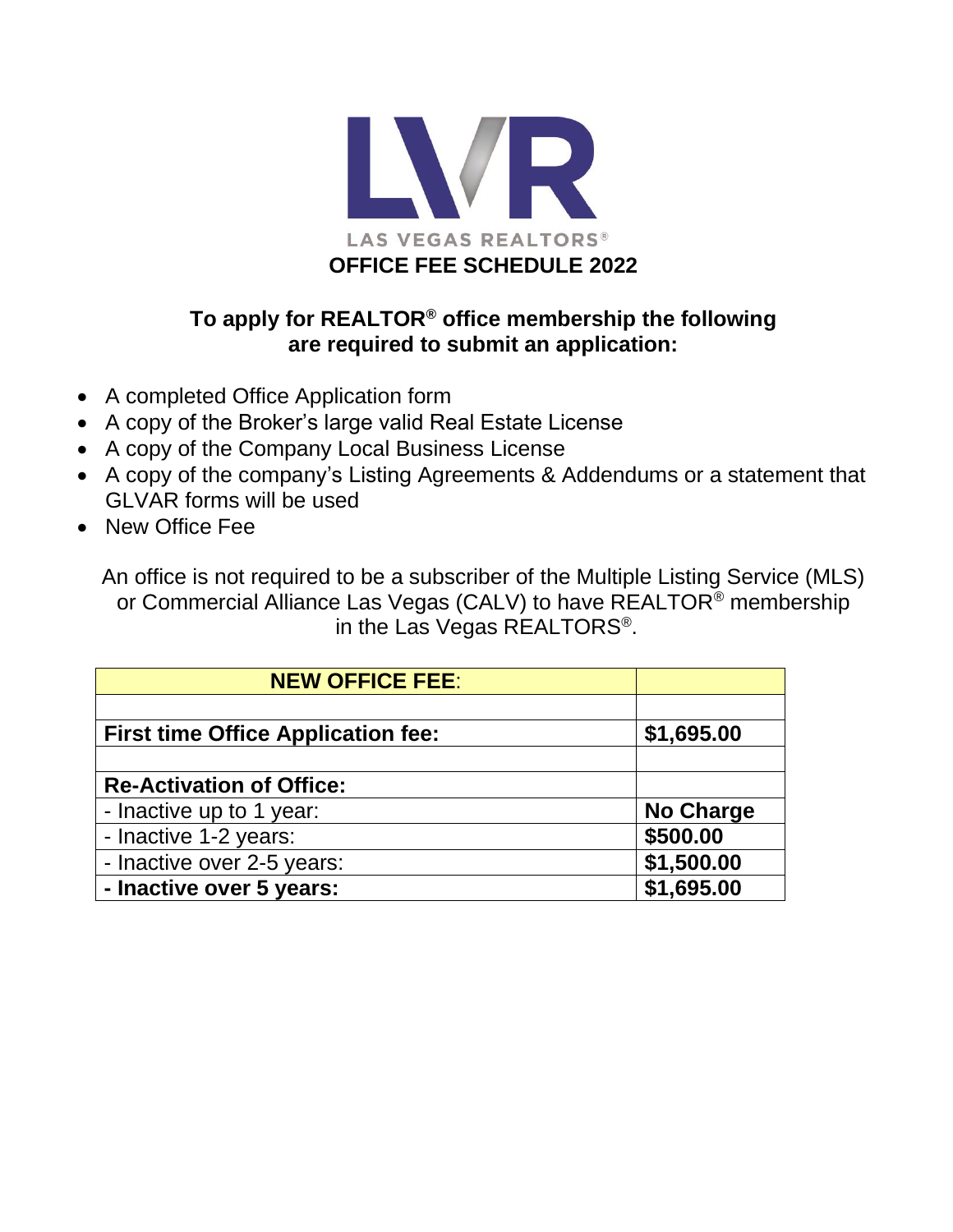LVR

LAS VEGAS REALTORS®

# OFFICE FEE SCHEDULE 2022

## To apply for REALTOR® office membership the following are required to submit an application:

- A completed Office Application form
- A copy of the Broker's large valid Real Estate License
- A copy of the Company Local Business License
- A copy of the company's Listing Agreements & Addendums or a statement that GLVAR forms will be used
- New Office Fee

An office is not required to be a subscriber of the Multiple Listing Service (MLS) or Commercial Alliance Las Vegas (CALV) to have REALTOR® membership in the Las Vegas REALTORS®.

| **NEW OFFICE FEE**: | |
|---|---|
| | |
| **First time Office Application fee:** | **$1,695.00** |
| | |
| **Re-Activation of Office:** | |
| - Inactive up to 1 year: | **No Charge** |
| - Inactive 1-2 years: | **$500.00** |
| - Inactive over 2-5 years: | **$1,500.00** |
| **- Inactive over 5 years:** | **$1,695.00** |